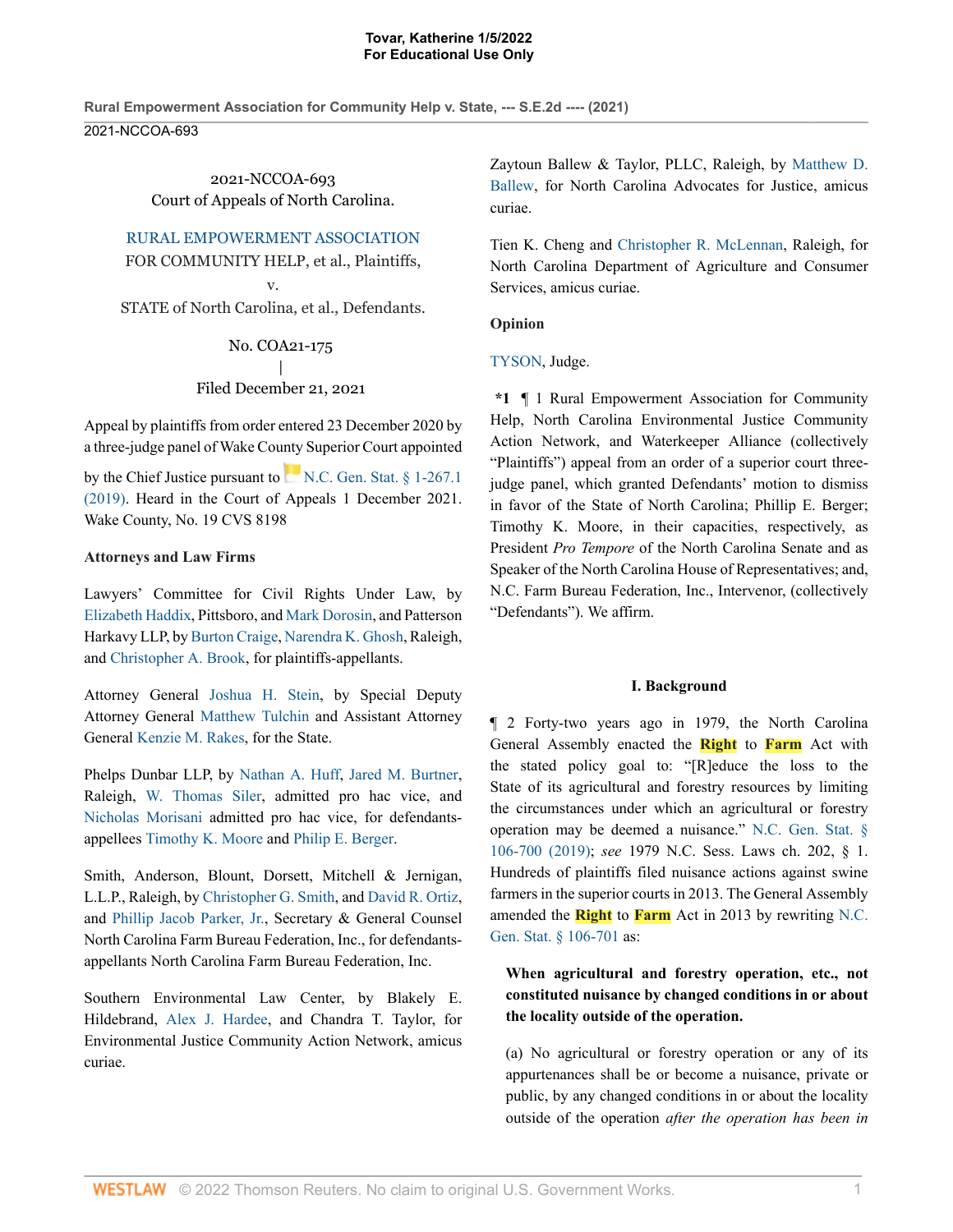2021-NCCOA-693
Court of Appeals of North Carolina.

RURAL EMPOWERMENT ASSOCIATION FOR COMMUNITY HELP, et al., Plaintiffs,
v.
STATE of North Carolina, et al., Defendants.

No. COA21-175
|
Filed December 21, 2021

Appeal by plaintiffs from order entered 23 December 2020 by a three-judge panel of Wake County Superior Court appointed by the Chief Justice pursuant to N.C. Gen. Stat. § 1-267.1 (2019). Heard in the Court of Appeals 1 December 2021. Wake County, No. 19 CVS 8198

**Attorneys and Law Firms**

Lawyers' Committee for Civil Rights Under Law, by Elizabeth Haddix, Pittsboro, and Mark Dorosin, and Patterson Harkavy LLP, by Burton Craige, Narendra K. Ghosh, Raleigh, and Christopher A. Brook, for plaintiffs-appellants.

Attorney General Joshua H. Stein, by Special Deputy Attorney General Matthew Tulchin and Assistant Attorney General Kenzie M. Rakes, for the State.

Phelps Dunbar LLP, by Nathan A. Huff, Jared M. Burtner, Raleigh, W. Thomas Siler, admitted pro hac vice, and Nicholas Morisani admitted pro hac vice, for defendants-appellees Timothy K. Moore and Philip E. Berger.

Smith, Anderson, Blount, Dorsett, Mitchell & Jernigan, L.L.P., Raleigh, by Christopher G. Smith, and David R. Ortiz, and Phillip Jacob Parker, Jr., Secretary & General Counsel North Carolina Farm Bureau Federation, Inc., for defendants-appellants North Carolina Farm Bureau Federation, Inc.

Southern Environmental Law Center, by Blakely E. Hildebrand, Alex J. Hardee, and Chandra T. Taylor, for Environmental Justice Community Action Network, amicus curiae.

Zaytoun Ballew & Taylor, PLLC, Raleigh, by Matthew D. Ballew, for North Carolina Advocates for Justice, amicus curiae.

Tien K. Cheng and Christopher R. McLennan, Raleigh, for North Carolina Department of Agriculture and Consumer Services, amicus curiae.

**Opinion**

TYSON, Judge.

**\*1** ¶ 1 Rural Empowerment Association for Community Help, North Carolina Environmental Justice Community Action Network, and Waterkeeper Alliance (collectively "Plaintiffs") appeal from an order of a superior court three-judge panel, which granted Defendants' motion to dismiss in favor of the State of North Carolina; Phillip E. Berger; Timothy K. Moore, in their capacities, respectively, as President *Pro Tempore* of the North Carolina Senate and as Speaker of the North Carolina House of Representatives; and, N.C. Farm Bureau Federation, Inc., Intervenor, (collectively "Defendants"). We affirm.

## I. Background

¶ 2 Forty-two years ago in 1979, the North Carolina General Assembly enacted the Right to Farm Act with the stated policy goal to: "[R]educe the loss to the State of its agricultural and forestry resources by limiting the circumstances under which an agricultural or forestry operation may be deemed a nuisance." N.C. Gen. Stat. § 106-700 (2019); *see* 1979 N.C. Sess. Laws ch. 202, § 1. Hundreds of plaintiffs filed nuisance actions against swine farmers in the superior courts in 2013. The General Assembly amended the Right to Farm Act in 2013 by rewriting N.C. Gen. Stat. § 106-701 as:

> **When agricultural and forestry operation, etc., not constituted nuisance by changed conditions in or about the locality outside of the operation.**
>
> (a) No agricultural or forestry operation or any of its appurtenances shall be or become a nuisance, private or public, by any changed conditions in or about the locality outside of the operation *after the operation has been in*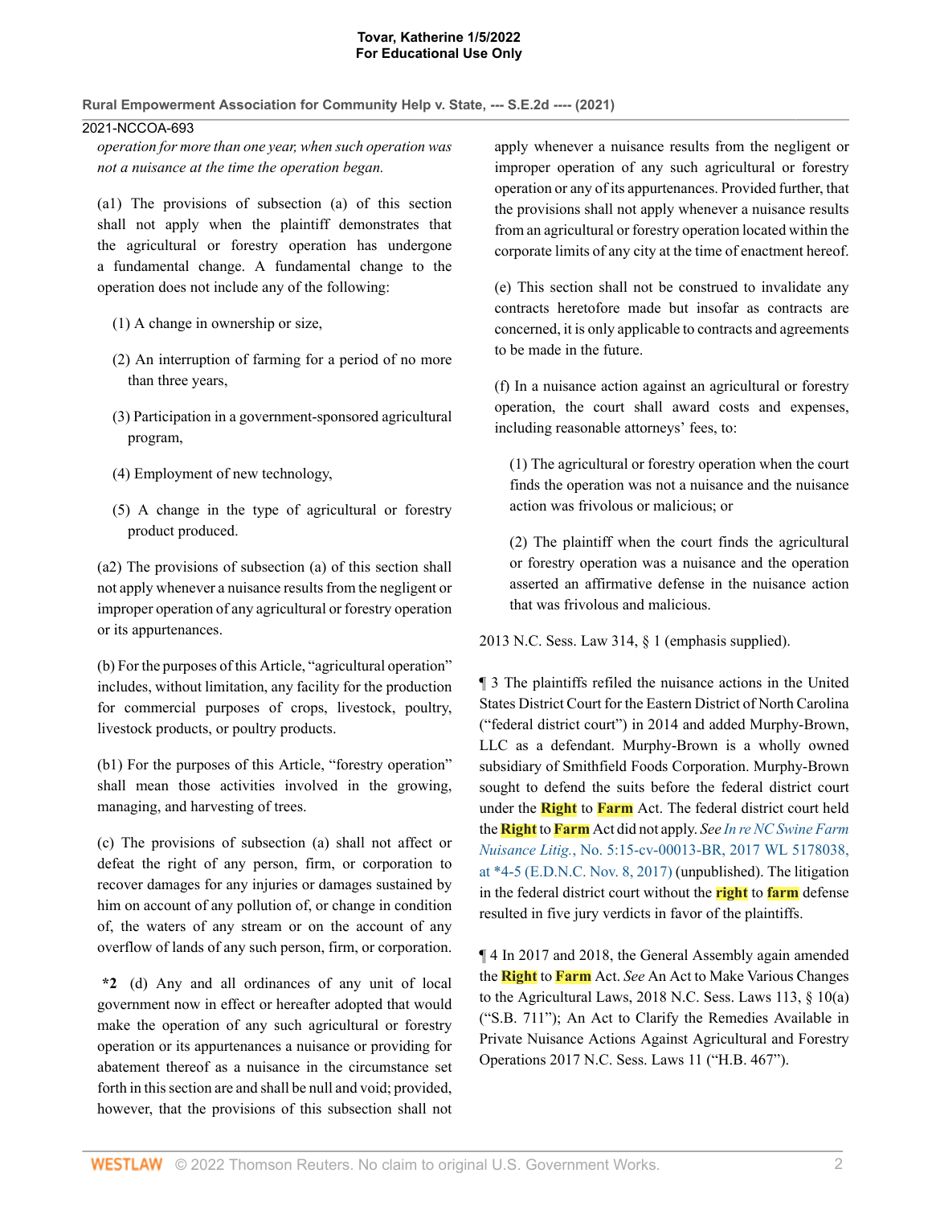*operation for more than one year, when such operation was not a nuisance at the time the operation began.*

(a1) The provisions of subsection (a) of this section shall not apply when the plaintiff demonstrates that the agricultural or forestry operation has undergone a fundamental change. A fundamental change to the operation does not include any of the following:

(1) A change in ownership or size,

(2) An interruption of farming for a period of no more than three years,

(3) Participation in a government-sponsored agricultural program,

(4) Employment of new technology,

(5) A change in the type of agricultural or forestry product produced.

(a2) The provisions of subsection (a) of this section shall not apply whenever a nuisance results from the negligent or improper operation of any agricultural or forestry operation or its appurtenances.

(b) For the purposes of this Article, "agricultural operation" includes, without limitation, any facility for the production for commercial purposes of crops, livestock, poultry, livestock products, or poultry products.

(b1) For the purposes of this Article, "forestry operation" shall mean those activities involved in the growing, managing, and harvesting of trees.

(c) The provisions of subsection (a) shall not affect or defeat the right of any person, firm, or corporation to recover damages for any injuries or damages sustained by him on account of any pollution of, or change in condition of, the waters of any stream or on the account of any overflow of lands of any such person, firm, or corporation.

**\*2** (d) Any and all ordinances of any unit of local government now in effect or hereafter adopted that would make the operation of any such agricultural or forestry operation or its appurtenances a nuisance or providing for abatement thereof as a nuisance in the circumstance set forth in this section are and shall be null and void; provided, however, that the provisions of this subsection shall not apply whenever a nuisance results from the negligent or improper operation of any such agricultural or forestry operation or any of its appurtenances. Provided further, that the provisions shall not apply whenever a nuisance results from an agricultural or forestry operation located within the corporate limits of any city at the time of enactment hereof.

(e) This section shall not be construed to invalidate any contracts heretofore made but insofar as contracts are concerned, it is only applicable to contracts and agreements to be made in the future.

(f) In a nuisance action against an agricultural or forestry operation, the court shall award costs and expenses, including reasonable attorneys' fees, to:

(1) The agricultural or forestry operation when the court finds the operation was not a nuisance and the nuisance action was frivolous or malicious; or

(2) The plaintiff when the court finds the agricultural or forestry operation was a nuisance and the operation asserted an affirmative defense in the nuisance action that was frivolous and malicious.

2013 N.C. Sess. Law 314, § 1 (emphasis supplied).

¶ 3 The plaintiffs refiled the nuisance actions in the United States District Court for the Eastern District of North Carolina ("federal district court") in 2014 and added Murphy-Brown, LLC as a defendant. Murphy-Brown is a wholly owned subsidiary of Smithfield Foods Corporation. Murphy-Brown sought to defend the suits before the federal district court under the Right to Farm Act. The federal district court held the Right to Farm Act did not apply. *See In re NC Swine Farm Nuisance Litig.*, No. 5:15-cv-00013-BR, 2017 WL 5178038, at \*4-5 (E.D.N.C. Nov. 8, 2017) (unpublished). The litigation in the federal district court without the right to farm defense resulted in five jury verdicts in favor of the plaintiffs.

¶ 4 In 2017 and 2018, the General Assembly again amended the Right to Farm Act. *See* An Act to Make Various Changes to the Agricultural Laws, 2018 N.C. Sess. Laws 113, § 10(a) ("S.B. 711"); An Act to Clarify the Remedies Available in Private Nuisance Actions Against Agricultural and Forestry Operations 2017 N.C. Sess. Laws 11 ("H.B. 467").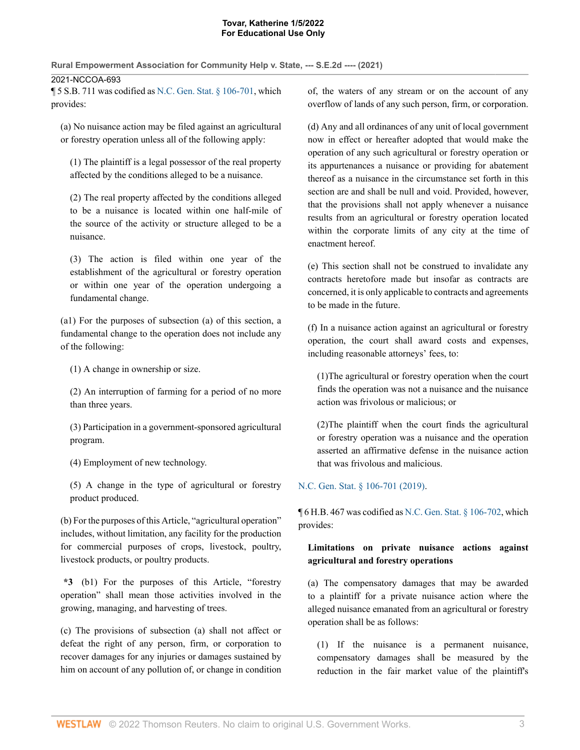¶ 5 S.B. 711 was codified as N.C. Gen. Stat. § 106-701, which provides:

> (a) No nuisance action may be filed against an agricultural or forestry operation unless all of the following apply:
>
> (1) The plaintiff is a legal possessor of the real property affected by the conditions alleged to be a nuisance.
>
> (2) The real property affected by the conditions alleged to be a nuisance is located within one half-mile of the source of the activity or structure alleged to be a nuisance.
>
> (3) The action is filed within one year of the establishment of the agricultural or forestry operation or within one year of the operation undergoing a fundamental change.
>
> (a1) For the purposes of subsection (a) of this section, a fundamental change to the operation does not include any of the following:
>
> (1) A change in ownership or size.
>
> (2) An interruption of farming for a period of no more than three years.
>
> (3) Participation in a government-sponsored agricultural program.
>
> (4) Employment of new technology.
>
> (5) A change in the type of agricultural or forestry product produced.
>
> (b) For the purposes of this Article, "agricultural operation" includes, without limitation, any facility for the production for commercial purposes of crops, livestock, poultry, livestock products, or poultry products.
>
> **\*3** (b1) For the purposes of this Article, "forestry operation" shall mean those activities involved in the growing, managing, and harvesting of trees.
>
> (c) The provisions of subsection (a) shall not affect or defeat the right of any person, firm, or corporation to recover damages for any injuries or damages sustained by him on account of any pollution of, or change in condition of, the waters of any stream or on the account of any overflow of lands of any such person, firm, or corporation.
>
> (d) Any and all ordinances of any unit of local government now in effect or hereafter adopted that would make the operation of any such agricultural or forestry operation or its appurtenances a nuisance or providing for abatement thereof as a nuisance in the circumstance set forth in this section are and shall be null and void. Provided, however, that the provisions shall not apply whenever a nuisance results from an agricultural or forestry operation located within the corporate limits of any city at the time of enactment hereof.
>
> (e) This section shall not be construed to invalidate any contracts heretofore made but insofar as contracts are concerned, it is only applicable to contracts and agreements to be made in the future.
>
> (f) In a nuisance action against an agricultural or forestry operation, the court shall award costs and expenses, including reasonable attorneys' fees, to:
>
> (1)The agricultural or forestry operation when the court finds the operation was not a nuisance and the nuisance action was frivolous or malicious; or
>
> (2)The plaintiff when the court finds the agricultural or forestry operation was a nuisance and the operation asserted an affirmative defense in the nuisance action that was frivolous and malicious.

N.C. Gen. Stat. § 106-701 (2019).

¶ 6 H.B. 467 was codified as N.C. Gen. Stat. § 106-702, which provides:

> **Limitations on private nuisance actions against agricultural and forestry operations**
>
> (a) The compensatory damages that may be awarded to a plaintiff for a private nuisance action where the alleged nuisance emanated from an agricultural or forestry operation shall be as follows:
>
> (1) If the nuisance is a permanent nuisance, compensatory damages shall be measured by the reduction in the fair market value of the plaintiff's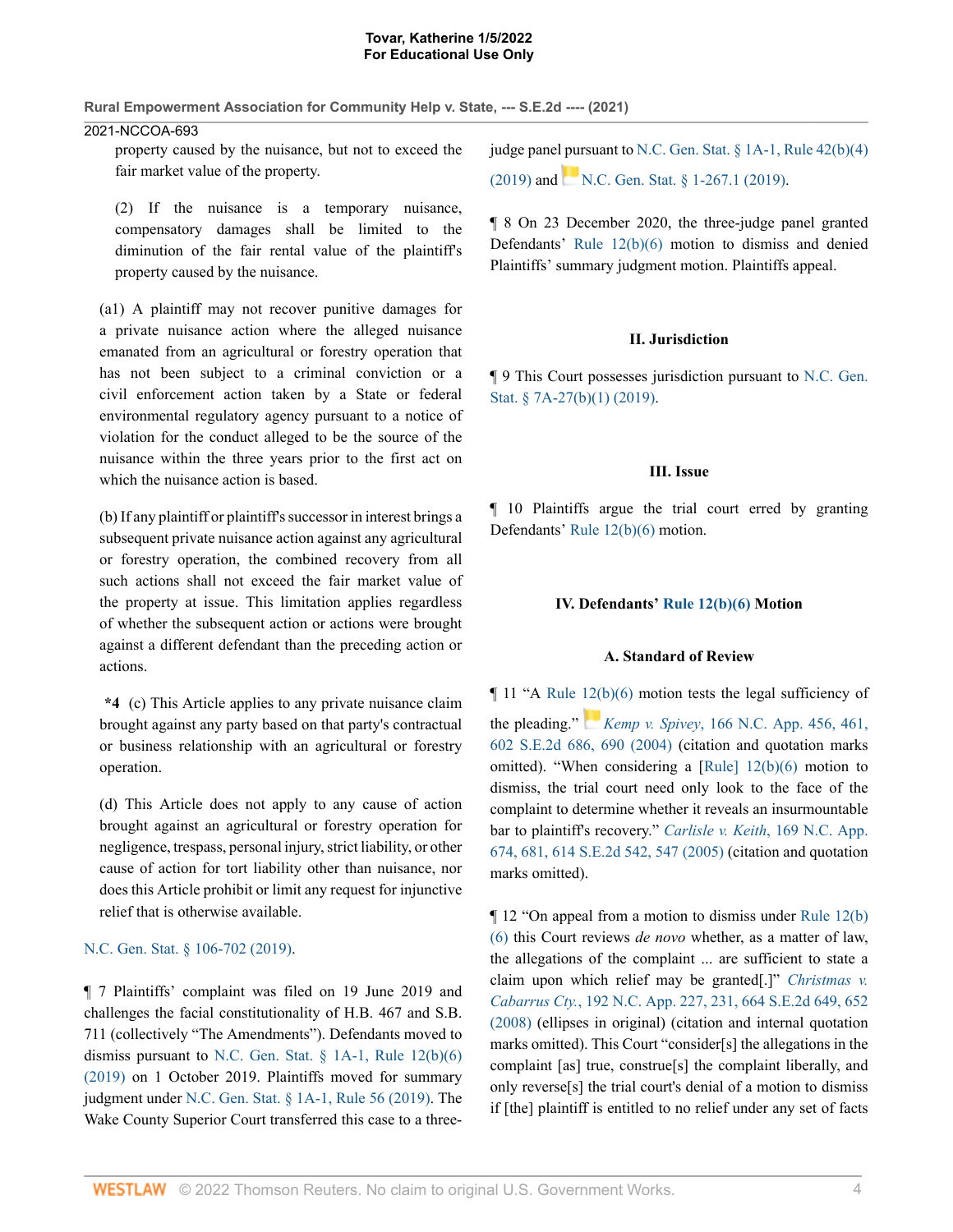property caused by the nuisance, but not to exceed the fair market value of the property.

(2) If the nuisance is a temporary nuisance, compensatory damages shall be limited to the diminution of the fair rental value of the plaintiff's property caused by the nuisance.

(a1) A plaintiff may not recover punitive damages for a private nuisance action where the alleged nuisance emanated from an agricultural or forestry operation that has not been subject to a criminal conviction or a civil enforcement action taken by a State or federal environmental regulatory agency pursuant to a notice of violation for the conduct alleged to be the source of the nuisance within the three years prior to the first act on which the nuisance action is based.

(b) If any plaintiff or plaintiff's successor in interest brings a subsequent private nuisance action against any agricultural or forestry operation, the combined recovery from all such actions shall not exceed the fair market value of the property at issue. This limitation applies regardless of whether the subsequent action or actions were brought against a different defendant than the preceding action or actions.

**\*4** (c) This Article applies to any private nuisance claim brought against any party based on that party's contractual or business relationship with an agricultural or forestry operation.

(d) This Article does not apply to any cause of action brought against an agricultural or forestry operation for negligence, trespass, personal injury, strict liability, or other cause of action for tort liability other than nuisance, nor does this Article prohibit or limit any request for injunctive relief that is otherwise available.

N.C. Gen. Stat. § 106-702 (2019).

¶ 7 Plaintiffs' complaint was filed on 19 June 2019 and challenges the facial constitutionality of H.B. 467 and S.B. 711 (collectively "The Amendments"). Defendants moved to dismiss pursuant to N.C. Gen. Stat. § 1A-1, Rule 12(b)(6) (2019) on 1 October 2019. Plaintiffs moved for summary judgment under N.C. Gen. Stat. § 1A-1, Rule 56 (2019). The Wake County Superior Court transferred this case to a three-judge panel pursuant to N.C. Gen. Stat. § 1A-1, Rule 42(b)(4) (2019) and N.C. Gen. Stat. § 1-267.1 (2019).

¶ 8 On 23 December 2020, the three-judge panel granted Defendants' Rule 12(b)(6) motion to dismiss and denied Plaintiffs' summary judgment motion. Plaintiffs appeal.

## II. Jurisdiction

¶ 9 This Court possesses jurisdiction pursuant to N.C. Gen. Stat. § 7A-27(b)(1) (2019).

## III. Issue

¶ 10 Plaintiffs argue the trial court erred by granting Defendants' Rule 12(b)(6) motion.

## IV. Defendants' Rule 12(b)(6) Motion

### A. Standard of Review

¶ 11 "A Rule 12(b)(6) motion tests the legal sufficiency of the pleading." *Kemp v. Spivey*, 166 N.C. App. 456, 461, 602 S.E.2d 686, 690 (2004) (citation and quotation marks omitted). "When considering a [Rule] 12(b)(6) motion to dismiss, the trial court need only look to the face of the complaint to determine whether it reveals an insurmountable bar to plaintiff's recovery." *Carlisle v. Keith*, 169 N.C. App. 674, 681, 614 S.E.2d 542, 547 (2005) (citation and quotation marks omitted).

¶ 12 "On appeal from a motion to dismiss under Rule 12(b)(6) this Court reviews *de novo* whether, as a matter of law, the allegations of the complaint ... are sufficient to state a claim upon which relief may be granted[.]" *Christmas v. Cabarrus Cty.*, 192 N.C. App. 227, 231, 664 S.E.2d 649, 652 (2008) (ellipses in original) (citation and internal quotation marks omitted). This Court "consider[s] the allegations in the complaint [as] true, construe[s] the complaint liberally, and only reverse[s] the trial court's denial of a motion to dismiss if [the] plaintiff is entitled to no relief under any set of facts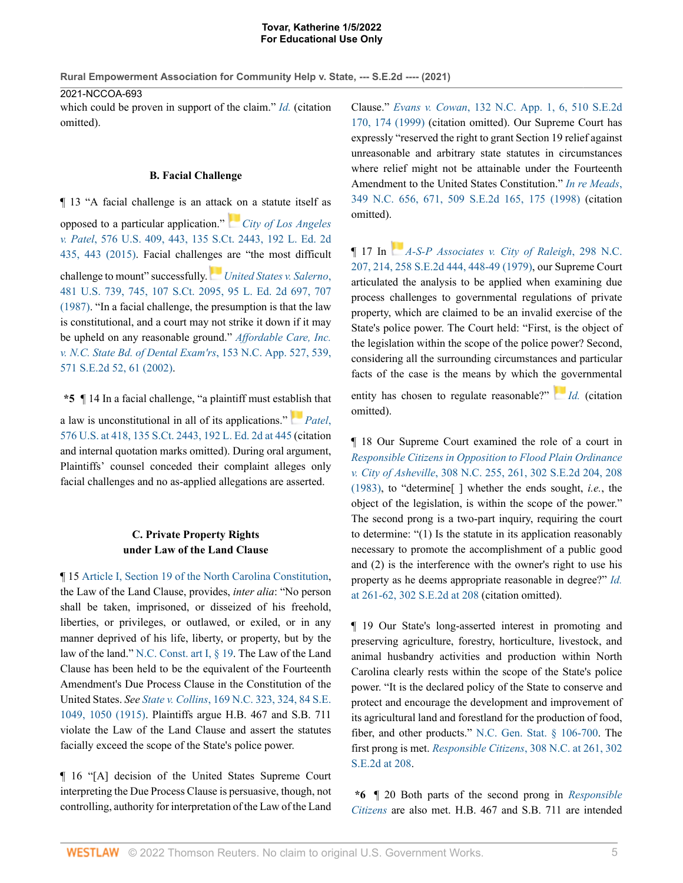which could be proven in support of the claim." *Id.* (citation omitted).

### B. Facial Challenge

¶ 13 "A facial challenge is an attack on a statute itself as opposed to a particular application." *City of Los Angeles v. Patel*, 576 U.S. 409, 443, 135 S.Ct. 2443, 192 L. Ed. 2d 435, 443 (2015). Facial challenges are "the most difficult challenge to mount" successfully. *United States v. Salerno*, 481 U.S. 739, 745, 107 S.Ct. 2095, 95 L. Ed. 2d 697, 707 (1987). "In a facial challenge, the presumption is that the law is constitutional, and a court may not strike it down if it may be upheld on any reasonable ground." *Affordable Care, Inc. v. N.C. State Bd. of Dental Exam'rs*, 153 N.C. App. 527, 539, 571 S.E.2d 52, 61 (2002).

**\*5** ¶ 14 In a facial challenge, "a plaintiff must establish that a law is unconstitutional in all of its applications." *Patel*, 576 U.S. at 418, 135 S.Ct. 2443, 192 L. Ed. 2d at 445 (citation and internal quotation marks omitted). During oral argument, Plaintiffs' counsel conceded their complaint alleges only facial challenges and no as-applied allegations are asserted.

### C. Private Property Rights under Law of the Land Clause

¶ 15 Article I, Section 19 of the North Carolina Constitution, the Law of the Land Clause, provides, *inter alia*: "No person shall be taken, imprisoned, or disseized of his freehold, liberties, or privileges, or outlawed, or exiled, or in any manner deprived of his life, liberty, or property, but by the law of the land." N.C. Const. art I, § 19. The Law of the Land Clause has been held to be the equivalent of the Fourteenth Amendment's Due Process Clause in the Constitution of the United States. *See State v. Collins*, 169 N.C. 323, 324, 84 S.E. 1049, 1050 (1915). Plaintiffs argue H.B. 467 and S.B. 711 violate the Law of the Land Clause and assert the statutes facially exceed the scope of the State's police power.

¶ 16 "[A] decision of the United States Supreme Court interpreting the Due Process Clause is persuasive, though, not controlling, authority for interpretation of the Law of the Land Clause." *Evans v. Cowan*, 132 N.C. App. 1, 6, 510 S.E.2d 170, 174 (1999) (citation omitted). Our Supreme Court has expressly "reserved the right to grant Section 19 relief against unreasonable and arbitrary state statutes in circumstances where relief might not be attainable under the Fourteenth Amendment to the United States Constitution." *In re Meads*, 349 N.C. 656, 671, 509 S.E.2d 165, 175 (1998) (citation omitted).

¶ 17 In *A-S-P Associates v. City of Raleigh*, 298 N.C. 207, 214, 258 S.E.2d 444, 448-49 (1979), our Supreme Court articulated the analysis to be applied when examining due process challenges to governmental regulations of private property, which are claimed to be an invalid exercise of the State's police power. The Court held: "First, is the object of the legislation within the scope of the police power? Second, considering all the surrounding circumstances and particular facts of the case is the means by which the governmental entity has chosen to regulate reasonable?" *Id.* (citation omitted).

¶ 18 Our Supreme Court examined the role of a court in *Responsible Citizens in Opposition to Flood Plain Ordinance v. City of Asheville*, 308 N.C. 255, 261, 302 S.E.2d 204, 208 (1983), to "determine[ ] whether the ends sought, *i.e.*, the object of the legislation, is within the scope of the power." The second prong is a two-part inquiry, requiring the court to determine: "(1) Is the statute in its application reasonably necessary to promote the accomplishment of a public good and (2) is the interference with the owner's right to use his property as he deems appropriate reasonable in degree?" *Id.* at 261-62, 302 S.E.2d at 208 (citation omitted).

¶ 19 Our State's long-asserted interest in promoting and preserving agriculture, forestry, horticulture, livestock, and animal husbandry activities and production within North Carolina clearly rests within the scope of the State's police power. "It is the declared policy of the State to conserve and protect and encourage the development and improvement of its agricultural land and forestland for the production of food, fiber, and other products." N.C. Gen. Stat. § 106-700. The first prong is met. *Responsible Citizens*, 308 N.C. at 261, 302 S.E.2d at 208.

**\*6** ¶ 20 Both parts of the second prong in *Responsible Citizens* are also met. H.B. 467 and S.B. 711 are intended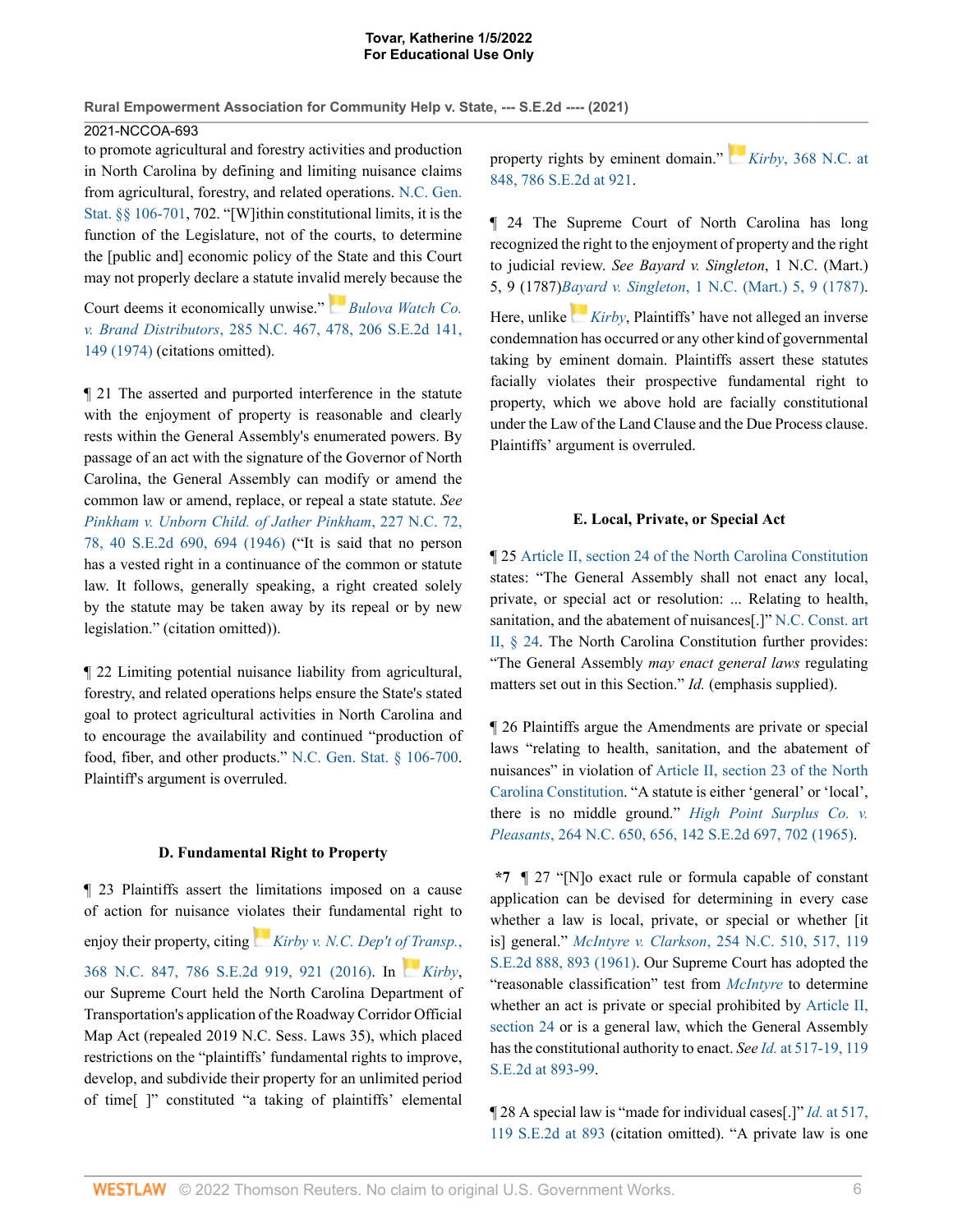to promote agricultural and forestry activities and production in North Carolina by defining and limiting nuisance claims from agricultural, forestry, and related operations. N.C. Gen. Stat. §§ 106-701, 702. "[W]ithin constitutional limits, it is the function of the Legislature, not of the courts, to determine the [public and] economic policy of the State and this Court may not properly declare a statute invalid merely because the Court deems it economically unwise." *Bulova Watch Co. v. Brand Distributors*, 285 N.C. 467, 478, 206 S.E.2d 141, 149 (1974) (citations omitted).

¶ 21 The asserted and purported interference in the statute with the enjoyment of property is reasonable and clearly rests within the General Assembly's enumerated powers. By passage of an act with the signature of the Governor of North Carolina, the General Assembly can modify or amend the common law or amend, replace, or repeal a state statute. *See Pinkham v. Unborn Child. of Jather Pinkham*, 227 N.C. 72, 78, 40 S.E.2d 690, 694 (1946) ("It is said that no person has a vested right in a continuance of the common or statute law. It follows, generally speaking, a right created solely by the statute may be taken away by its repeal or by new legislation." (citation omitted)).

¶ 22 Limiting potential nuisance liability from agricultural, forestry, and related operations helps ensure the State's stated goal to protect agricultural activities in North Carolina and to encourage the availability and continued "production of food, fiber, and other products." N.C. Gen. Stat. § 106-700. Plaintiff's argument is overruled.

### D. Fundamental Right to Property

¶ 23 Plaintiffs assert the limitations imposed on a cause of action for nuisance violates their fundamental right to enjoy their property, citing *Kirby v. N.C. Dep't of Transp.*, 368 N.C. 847, 786 S.E.2d 919, 921 (2016). In *Kirby*, our Supreme Court held the North Carolina Department of Transportation's application of the Roadway Corridor Official Map Act (repealed 2019 N.C. Sess. Laws 35), which placed restrictions on the "plaintiffs' fundamental rights to improve, develop, and subdivide their property for an unlimited period of time[ ]" constituted "a taking of plaintiffs' elemental property rights by eminent domain." *Kirby*, 368 N.C. at 848, 786 S.E.2d at 921.

¶ 24 The Supreme Court of North Carolina has long recognized the right to the enjoyment of property and the right to judicial review. *See Bayard v. Singleton*, 1 N.C. (Mart.) 5, 9 (1787)*Bayard v. Singleton*, 1 N.C. (Mart.) 5, 9 (1787). Here, unlike *Kirby*, Plaintiffs' have not alleged an inverse condemnation has occurred or any other kind of governmental taking by eminent domain. Plaintiffs assert these statutes facially violates their prospective fundamental right to property, which we above hold are facially constitutional under the Law of the Land Clause and the Due Process clause. Plaintiffs' argument is overruled.

### E. Local, Private, or Special Act

¶ 25 Article II, section 24 of the North Carolina Constitution states: "The General Assembly shall not enact any local, private, or special act or resolution: ... Relating to health, sanitation, and the abatement of nuisances[.]" N.C. Const. art II, § 24. The North Carolina Constitution further provides: "The General Assembly *may enact general laws* regulating matters set out in this Section." *Id.* (emphasis supplied).

¶ 26 Plaintiffs argue the Amendments are private or special laws "relating to health, sanitation, and the abatement of nuisances" in violation of Article II, section 23 of the North Carolina Constitution. "A statute is either 'general' or 'local', there is no middle ground." *High Point Surplus Co. v. Pleasants*, 264 N.C. 650, 656, 142 S.E.2d 697, 702 (1965).

**\*7** ¶ 27 "[N]o exact rule or formula capable of constant application can be devised for determining in every case whether a law is local, private, or special or whether [it is] general." *McIntyre v. Clarkson*, 254 N.C. 510, 517, 119 S.E.2d 888, 893 (1961). Our Supreme Court has adopted the "reasonable classification" test from *McIntyre* to determine whether an act is private or special prohibited by Article II, section 24 or is a general law, which the General Assembly has the constitutional authority to enact. *See Id.* at 517-19, 119 S.E.2d at 893-99.

¶ 28 A special law is "made for individual cases[.]" *Id.* at 517, 119 S.E.2d at 893 (citation omitted). "A private law is one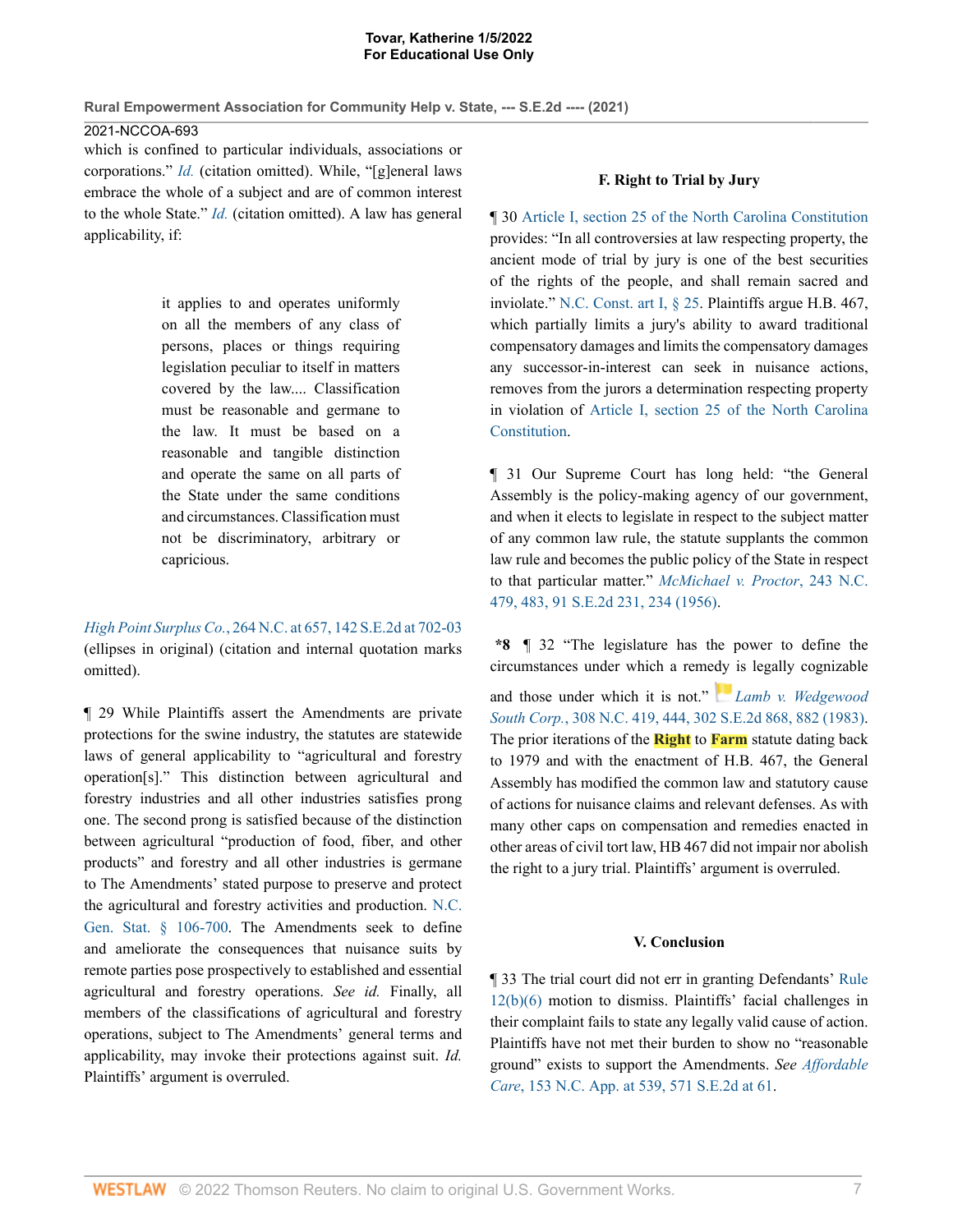which is confined to particular individuals, associations or corporations." *Id.* (citation omitted). While, "[g]eneral laws embrace the whole of a subject and are of common interest to the whole State." *Id.* (citation omitted). A law has general applicability, if:

> it applies to and operates uniformly on all the members of any class of persons, places or things requiring legislation peculiar to itself in matters covered by the law.... Classification must be reasonable and germane to the law. It must be based on a reasonable and tangible distinction and operate the same on all parts of the State under the same conditions and circumstances. Classification must not be discriminatory, arbitrary or capricious.

*High Point Surplus Co.*, 264 N.C. at 657, 142 S.E.2d at 702-03 (ellipses in original) (citation and internal quotation marks omitted).

¶ 29 While Plaintiffs assert the Amendments are private protections for the swine industry, the statutes are statewide laws of general applicability to "agricultural and forestry operation[s]." This distinction between agricultural and forestry industries and all other industries satisfies prong one. The second prong is satisfied because of the distinction between agricultural "production of food, fiber, and other products" and forestry and all other industries is germane to The Amendments' stated purpose to preserve and protect the agricultural and forestry activities and production. N.C. Gen. Stat. § 106-700. The Amendments seek to define and ameliorate the consequences that nuisance suits by remote parties pose prospectively to established and essential agricultural and forestry operations. *See id.* Finally, all members of the classifications of agricultural and forestry operations, subject to The Amendments' general terms and applicability, may invoke their protections against suit. *Id.* Plaintiffs' argument is overruled.

### F. Right to Trial by Jury

¶ 30 Article I, section 25 of the North Carolina Constitution provides: "In all controversies at law respecting property, the ancient mode of trial by jury is one of the best securities of the rights of the people, and shall remain sacred and inviolate." N.C. Const. art I, § 25. Plaintiffs argue H.B. 467, which partially limits a jury's ability to award traditional compensatory damages and limits the compensatory damages any successor-in-interest can seek in nuisance actions, removes from the jurors a determination respecting property in violation of Article I, section 25 of the North Carolina Constitution.

¶ 31 Our Supreme Court has long held: "the General Assembly is the policy-making agency of our government, and when it elects to legislate in respect to the subject matter of any common law rule, the statute supplants the common law rule and becomes the public policy of the State in respect to that particular matter." *McMichael v. Proctor*, 243 N.C. 479, 483, 91 S.E.2d 231, 234 (1956).

**\*8** ¶ 32 "The legislature has the power to define the circumstances under which a remedy is legally cognizable and those under which it is not." *Lamb v. Wedgewood South Corp.*, 308 N.C. 419, 444, 302 S.E.2d 868, 882 (1983). The prior iterations of the **Right** to **Farm** statute dating back to 1979 and with the enactment of H.B. 467, the General Assembly has modified the common law and statutory cause of actions for nuisance claims and relevant defenses. As with many other caps on compensation and remedies enacted in other areas of civil tort law, HB 467 did not impair nor abolish the right to a jury trial. Plaintiffs' argument is overruled.

## V. Conclusion

¶ 33 The trial court did not err in granting Defendants' Rule 12(b)(6) motion to dismiss. Plaintiffs' facial challenges in their complaint fails to state any legally valid cause of action. Plaintiffs have not met their burden to show no "reasonable ground" exists to support the Amendments. *See Affordable Care*, 153 N.C. App. at 539, 571 S.E.2d at 61.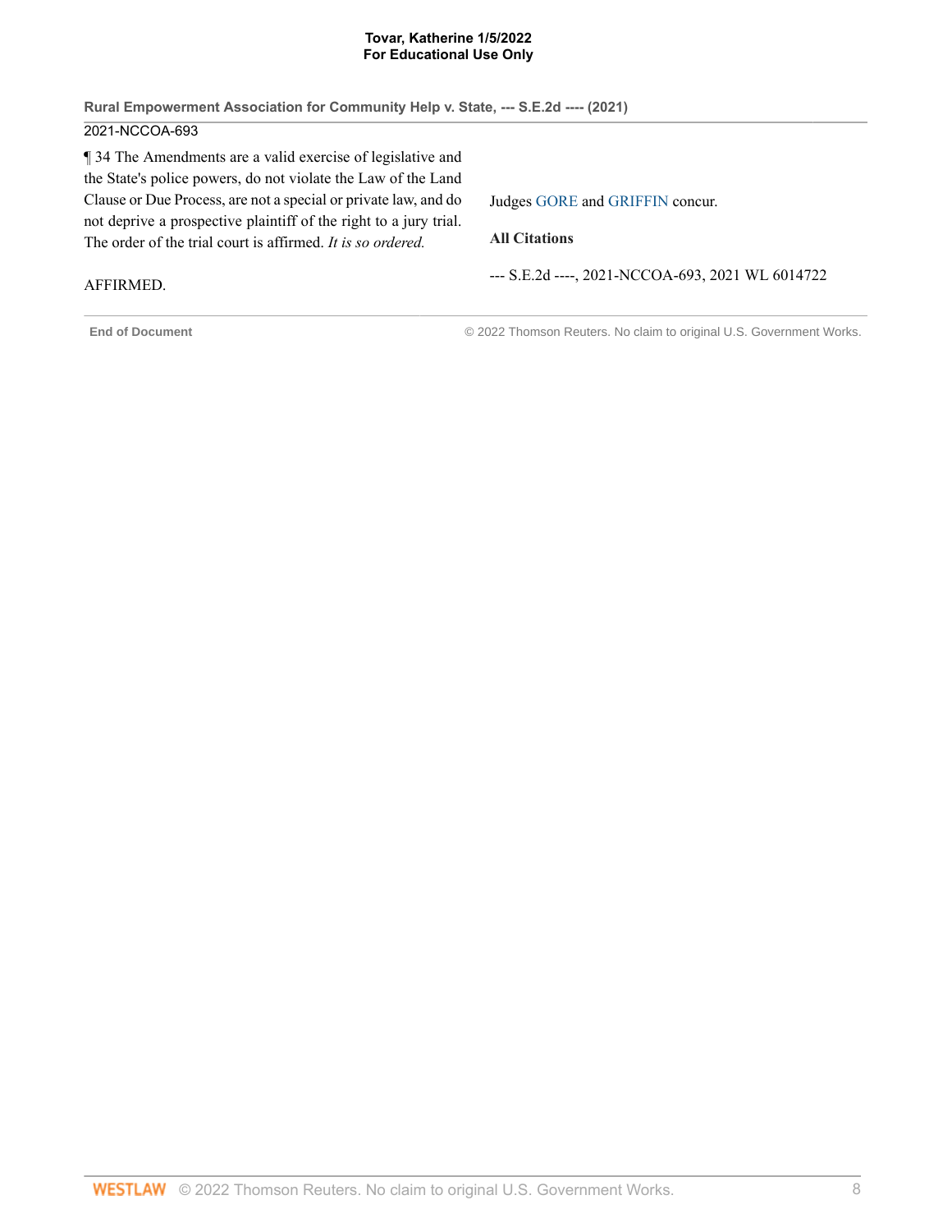¶ 34 The Amendments are a valid exercise of legislative and the State's police powers, do not violate the Law of the Land Clause or Due Process, are not a special or private law, and do not deprive a prospective plaintiff of the right to a jury trial. The order of the trial court is affirmed. *It is so ordered.*

AFFIRMED.

Judges GORE and GRIFFIN concur.

**All Citations**

--- S.E.2d ----, 2021-NCCOA-693, 2021 WL 6014722

**End of Document** © 2022 Thomson Reuters. No claim to original U.S. Government Works.